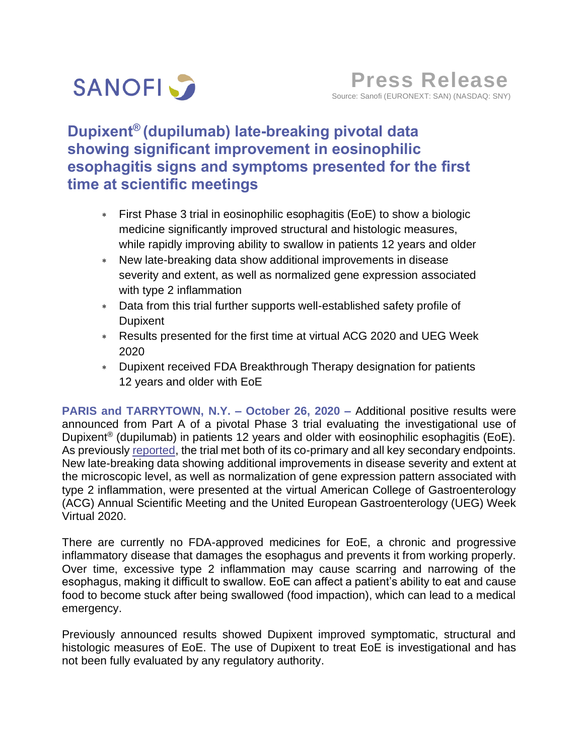SANOFI

**Press Release**

Source: Sanofi (EURONEXT: SAN) (NASDAQ: SNY)

# Dupixent® (dupilumab) late-breaking pivotal data showing significant improvement in eosinophilic esophagitis signs and symptoms presented for the first time at scientific meetings

- First Phase 3 trial in eosinophilic esophagitis (EoE) to show a biologic medicine significantly improved structural and histologic measures, while rapidly improving ability to swallow in patients 12 years and older
- New late-breaking data show additional improvements in disease severity and extent, as well as normalized gene expression associated with type 2 inflammation
- Data from this trial further supports well-established safety profile of Dupixent
- Results presented for the first time at virtual ACG 2020 and UEG Week 2020
- Dupixent received FDA Breakthrough Therapy designation for patients 12 years and older with EoE

**PARIS and TARRYTOWN, N.Y. – October 26, 2020 –** Additional positive results were announced from Part A of a pivotal Phase 3 trial evaluating the investigational use of Dupixent® (dupilumab) in patients 12 years and older with eosinophilic esophagitis (EoE). As previously reported, the trial met both of its co-primary and all key secondary endpoints. New late-breaking data showing additional improvements in disease severity and extent at the microscopic level, as well as normalization of gene expression pattern associated with type 2 inflammation, were presented at the virtual American College of Gastroenterology (ACG) Annual Scientific Meeting and the United European Gastroenterology (UEG) Week Virtual 2020.

There are currently no FDA-approved medicines for EoE, a chronic and progressive inflammatory disease that damages the esophagus and prevents it from working properly. Over time, excessive type 2 inflammation may cause scarring and narrowing of the esophagus, making it difficult to swallow. EoE can affect a patient's ability to eat and cause food to become stuck after being swallowed (food impaction), which can lead to a medical emergency.

Previously announced results showed Dupixent improved symptomatic, structural and histologic measures of EoE. The use of Dupixent to treat EoE is investigational and has not been fully evaluated by any regulatory authority.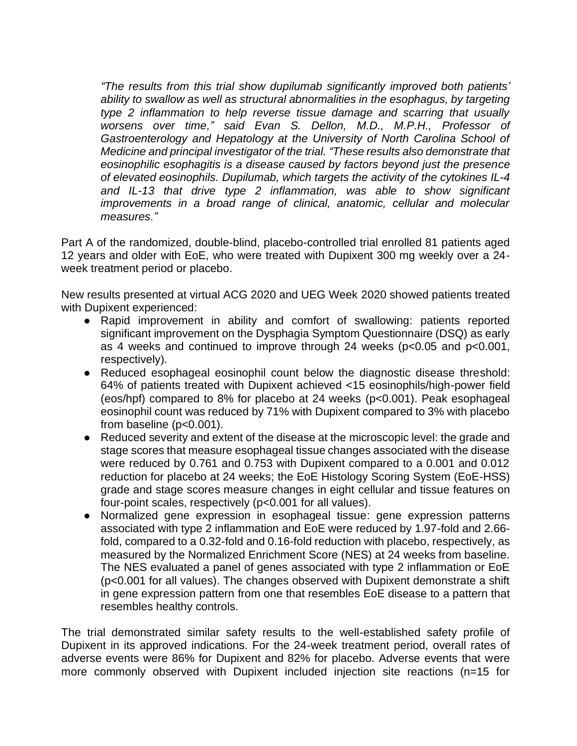*"The results from this trial show dupilumab significantly improved both patients' ability to swallow as well as structural abnormalities in the esophagus, by targeting type 2 inflammation to help reverse tissue damage and scarring that usually worsens over time," said Evan S. Dellon, M.D., M.P.H., Professor of Gastroenterology and Hepatology at the University of North Carolina School of Medicine and principal investigator of the trial. "These results also demonstrate that eosinophilic esophagitis is a disease caused by factors beyond just the presence of elevated eosinophils. Dupilumab, which targets the activity of the cytokines IL-4 and IL-13 that drive type 2 inflammation, was able to show significant improvements in a broad range of clinical, anatomic, cellular and molecular measures."*

Part A of the randomized, double-blind, placebo-controlled trial enrolled 81 patients aged 12 years and older with EoE, who were treated with Dupixent 300 mg weekly over a 24-week treatment period or placebo.

New results presented at virtual ACG 2020 and UEG Week 2020 showed patients treated with Dupixent experienced:

- Rapid improvement in ability and comfort of swallowing: patients reported significant improvement on the Dysphagia Symptom Questionnaire (DSQ) as early as 4 weeks and continued to improve through 24 weeks ($p<0.05$ and $p<0.001$, respectively).
- Reduced esophageal eosinophil count below the diagnostic disease threshold: 64% of patients treated with Dupixent achieved <15 eosinophils/high-power field (eos/hpf) compared to 8% for placebo at 24 weeks ($p<0.001$). Peak esophageal eosinophil count was reduced by 71% with Dupixent compared to 3% with placebo from baseline ($p<0.001$).
- Reduced severity and extent of the disease at the microscopic level: the grade and stage scores that measure esophageal tissue changes associated with the disease were reduced by 0.761 and 0.753 with Dupixent compared to a 0.001 and 0.012 reduction for placebo at 24 weeks; the EoE Histology Scoring System (EoE-HSS) grade and stage scores measure changes in eight cellular and tissue features on four-point scales, respectively ($p<0.001$ for all values).
- Normalized gene expression in esophageal tissue: gene expression patterns associated with type 2 inflammation and EoE were reduced by 1.97-fold and 2.66-fold, compared to a 0.32-fold and 0.16-fold reduction with placebo, respectively, as measured by the Normalized Enrichment Score (NES) at 24 weeks from baseline. The NES evaluated a panel of genes associated with type 2 inflammation or EoE ($p<0.001$ for all values). The changes observed with Dupixent demonstrate a shift in gene expression pattern from one that resembles EoE disease to a pattern that resembles healthy controls.

The trial demonstrated similar safety results to the well-established safety profile of Dupixent in its approved indications. For the 24-week treatment period, overall rates of adverse events were 86% for Dupixent and 82% for placebo. Adverse events that were more commonly observed with Dupixent included injection site reactions (n=15 for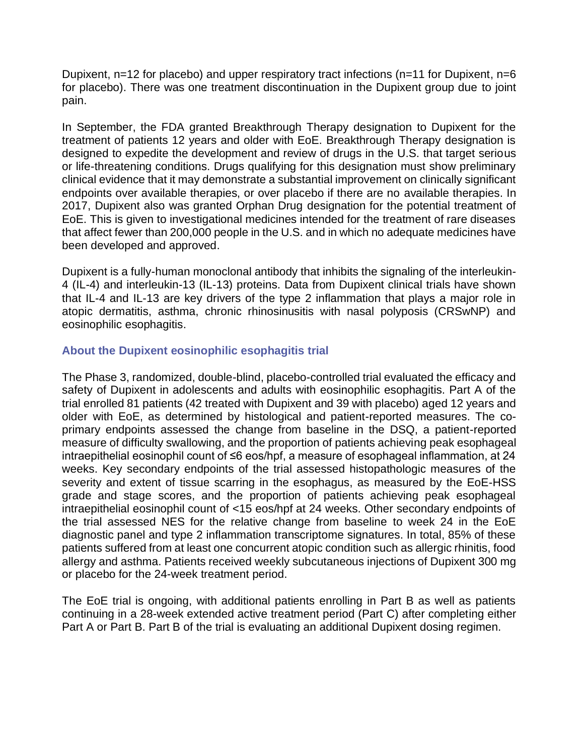Dupixent, n=12 for placebo) and upper respiratory tract infections (n=11 for Dupixent, n=6 for placebo). There was one treatment discontinuation in the Dupixent group due to joint pain.

In September, the FDA granted Breakthrough Therapy designation to Dupixent for the treatment of patients 12 years and older with EoE. Breakthrough Therapy designation is designed to expedite the development and review of drugs in the U.S. that target serious or life-threatening conditions. Drugs qualifying for this designation must show preliminary clinical evidence that it may demonstrate a substantial improvement on clinically significant endpoints over available therapies, or over placebo if there are no available therapies. In 2017, Dupixent also was granted Orphan Drug designation for the potential treatment of EoE. This is given to investigational medicines intended for the treatment of rare diseases that affect fewer than 200,000 people in the U.S. and in which no adequate medicines have been developed and approved.

Dupixent is a fully-human monoclonal antibody that inhibits the signaling of the interleukin-4 (IL-4) and interleukin-13 (IL-13) proteins. Data from Dupixent clinical trials have shown that IL-4 and IL-13 are key drivers of the type 2 inflammation that plays a major role in atopic dermatitis, asthma, chronic rhinosinusitis with nasal polyposis (CRSwNP) and eosinophilic esophagitis.

### About the Dupixent eosinophilic esophagitis trial

The Phase 3, randomized, double-blind, placebo-controlled trial evaluated the efficacy and safety of Dupixent in adolescents and adults with eosinophilic esophagitis. Part A of the trial enrolled 81 patients (42 treated with Dupixent and 39 with placebo) aged 12 years and older with EoE, as determined by histological and patient-reported measures. The co-primary endpoints assessed the change from baseline in the DSQ, a patient-reported measure of difficulty swallowing, and the proportion of patients achieving peak esophageal intraepithelial eosinophil count of ≤6 eos/hpf, a measure of esophageal inflammation, at 24 weeks. Key secondary endpoints of the trial assessed histopathologic measures of the severity and extent of tissue scarring in the esophagus, as measured by the EoE-HSS grade and stage scores, and the proportion of patients achieving peak esophageal intraepithelial eosinophil count of <15 eos/hpf at 24 weeks. Other secondary endpoints of the trial assessed NES for the relative change from baseline to week 24 in the EoE diagnostic panel and type 2 inflammation transcriptome signatures. In total, 85% of these patients suffered from at least one concurrent atopic condition such as allergic rhinitis, food allergy and asthma. Patients received weekly subcutaneous injections of Dupixent 300 mg or placebo for the 24-week treatment period.

The EoE trial is ongoing, with additional patients enrolling in Part B as well as patients continuing in a 28-week extended active treatment period (Part C) after completing either Part A or Part B. Part B of the trial is evaluating an additional Dupixent dosing regimen.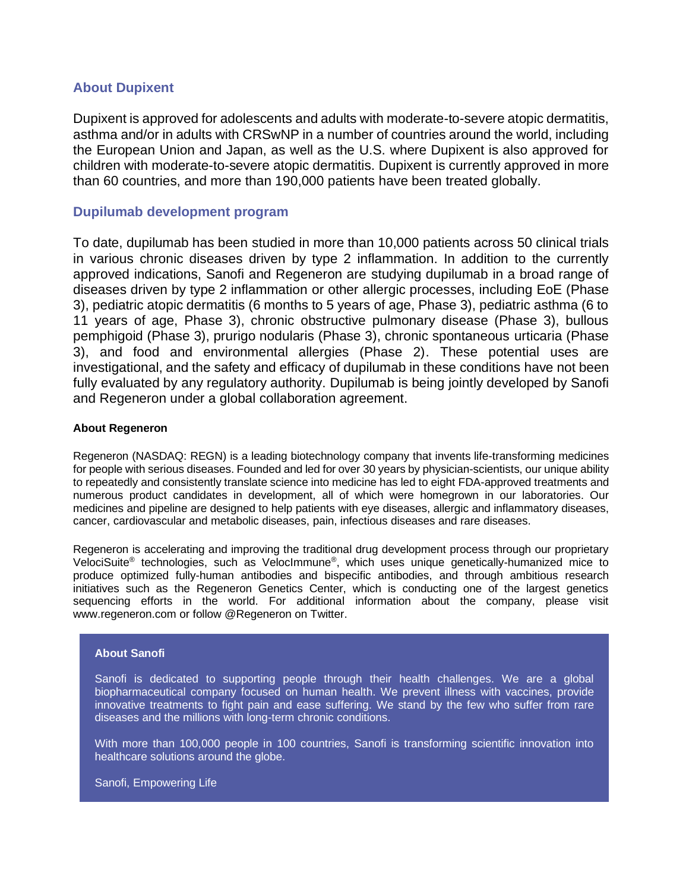## About Dupixent

Dupixent is approved for adolescents and adults with moderate-to-severe atopic dermatitis, asthma and/or in adults with CRSwNP in a number of countries around the world, including the European Union and Japan, as well as the U.S. where Dupixent is also approved for children with moderate-to-severe atopic dermatitis. Dupixent is currently approved in more than 60 countries, and more than 190,000 patients have been treated globally.

## Dupilumab development program

To date, dupilumab has been studied in more than 10,000 patients across 50 clinical trials in various chronic diseases driven by type 2 inflammation. In addition to the currently approved indications, Sanofi and Regeneron are studying dupilumab in a broad range of diseases driven by type 2 inflammation or other allergic processes, including EoE (Phase 3), pediatric atopic dermatitis (6 months to 5 years of age, Phase 3), pediatric asthma (6 to 11 years of age, Phase 3), chronic obstructive pulmonary disease (Phase 3), bullous pemphigoid (Phase 3), prurigo nodularis (Phase 3), chronic spontaneous urticaria (Phase 3), and food and environmental allergies (Phase 2). These potential uses are investigational, and the safety and efficacy of dupilumab in these conditions have not been fully evaluated by any regulatory authority. Dupilumab is being jointly developed by Sanofi and Regeneron under a global collaboration agreement.

### About Regeneron

Regeneron (NASDAQ: REGN) is a leading biotechnology company that invents life-transforming medicines for people with serious diseases. Founded and led for over 30 years by physician-scientists, our unique ability to repeatedly and consistently translate science into medicine has led to eight FDA-approved treatments and numerous product candidates in development, all of which were homegrown in our laboratories. Our medicines and pipeline are designed to help patients with eye diseases, allergic and inflammatory diseases, cancer, cardiovascular and metabolic diseases, pain, infectious diseases and rare diseases.

Regeneron is accelerating and improving the traditional drug development process through our proprietary VelociSuite® technologies, such as VelocImmune®, which uses unique genetically-humanized mice to produce optimized fully-human antibodies and bispecific antibodies, and through ambitious research initiatives such as the Regeneron Genetics Center, which is conducting one of the largest genetics sequencing efforts in the world. For additional information about the company, please visit www.regeneron.com or follow @Regeneron on Twitter.

### About Sanofi

Sanofi is dedicated to supporting people through their health challenges. We are a global biopharmaceutical company focused on human health. We prevent illness with vaccines, provide innovative treatments to fight pain and ease suffering. We stand by the few who suffer from rare diseases and the millions with long-term chronic conditions.

With more than 100,000 people in 100 countries, Sanofi is transforming scientific innovation into healthcare solutions around the globe.

Sanofi, Empowering Life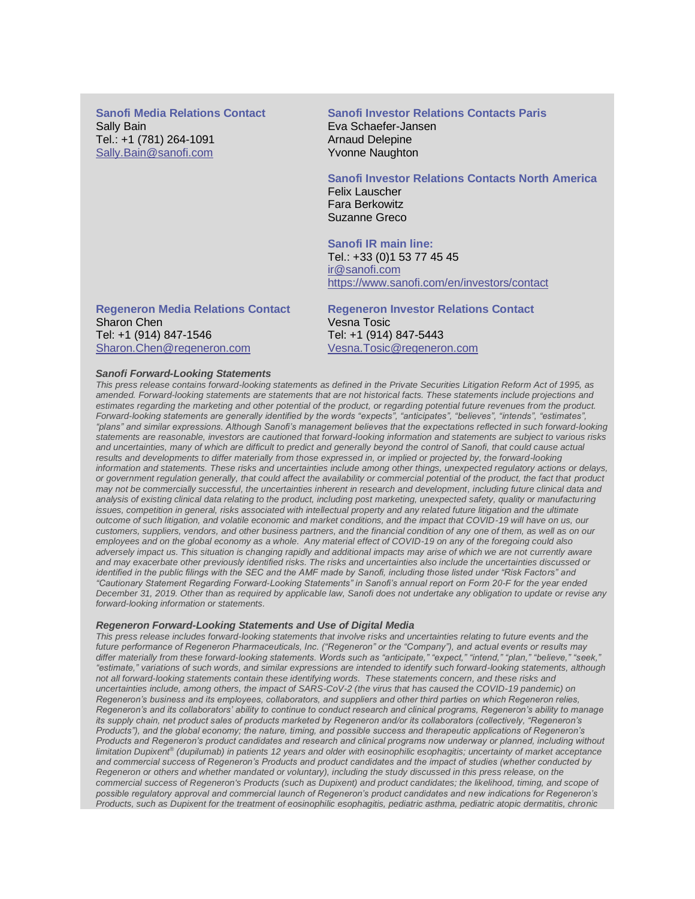**Sanofi Media Relations Contact**
Sally Bain
Tel.: +1 (781) 264-1091
Sally.Bain@sanofi.com

**Sanofi Investor Relations Contacts Paris**
Eva Schaefer-Jansen
Arnaud Delepine
Yvonne Naughton

**Sanofi Investor Relations Contacts North America**
Felix Lauscher
Fara Berkowitz
Suzanne Greco

**Sanofi IR main line:**
Tel.: +33 (0)1 53 77 45 45
ir@sanofi.com
https://www.sanofi.com/en/investors/contact

**Regeneron Media Relations Contact**
Sharon Chen
Tel: +1 (914) 847-1546
Sharon.Chen@regeneron.com

**Regeneron Investor Relations Contact**
Vesna Tosic
Tel: +1 (914) 847-5443
Vesna.Tosic@regeneron.com

***Sanofi Forward-Looking Statements***

*This press release contains forward-looking statements as defined in the Private Securities Litigation Reform Act of 1995, as amended. Forward-looking statements are statements that are not historical facts. These statements include projections and estimates regarding the marketing and other potential of the product, or regarding potential future revenues from the product. Forward-looking statements are generally identified by the words "expects", "anticipates", "believes", "intends", "estimates", "plans" and similar expressions. Although Sanofi's management believes that the expectations reflected in such forward-looking statements are reasonable, investors are cautioned that forward-looking information and statements are subject to various risks and uncertainties, many of which are difficult to predict and generally beyond the control of Sanofi, that could cause actual results and developments to differ materially from those expressed in, or implied or projected by, the forward-looking information and statements. These risks and uncertainties include among other things, unexpected regulatory actions or delays, or government regulation generally, that could affect the availability or commercial potential of the product, the fact that product may not be commercially successful, the uncertainties inherent in research and development, including future clinical data and analysis of existing clinical data relating to the product, including post marketing, unexpected safety, quality or manufacturing issues, competition in general, risks associated with intellectual property and any related future litigation and the ultimate outcome of such litigation, and volatile economic and market conditions, and the impact that COVID-19 will have on us, our customers, suppliers, vendors, and other business partners, and the financial condition of any one of them, as well as on our employees and on the global economy as a whole. Any material effect of COVID-19 on any of the foregoing could also adversely impact us. This situation is changing rapidly and additional impacts may arise of which we are not currently aware and may exacerbate other previously identified risks. The risks and uncertainties also include the uncertainties discussed or identified in the public filings with the SEC and the AMF made by Sanofi, including those listed under "Risk Factors" and "Cautionary Statement Regarding Forward-Looking Statements" in Sanofi's annual report on Form 20-F for the year ended December 31, 2019. Other than as required by applicable law, Sanofi does not undertake any obligation to update or revise any forward-looking information or statements.*

***Regeneron Forward-Looking Statements and Use of Digital Media***

*This press release includes forward-looking statements that involve risks and uncertainties relating to future events and the future performance of Regeneron Pharmaceuticals, Inc. ("Regeneron" or the "Company"), and actual events or results may differ materially from these forward-looking statements. Words such as "anticipate," "expect," "intend," "plan," "believe," "seek," "estimate," variations of such words, and similar expressions are intended to identify such forward-looking statements, although not all forward-looking statements contain these identifying words. These statements concern, and these risks and uncertainties include, among others, the impact of SARS-CoV-2 (the virus that has caused the COVID-19 pandemic) on Regeneron's business and its employees, collaborators, and suppliers and other third parties on which Regeneron relies, Regeneron's and its collaborators' ability to continue to conduct research and clinical programs, Regeneron's ability to manage its supply chain, net product sales of products marketed by Regeneron and/or its collaborators (collectively, "Regeneron's Products"), and the global economy; the nature, timing, and possible success and therapeutic applications of Regeneron's Products and Regeneron's product candidates and research and clinical programs now underway or planned, including without limitation Dupixent® (dupilumab) in patients 12 years and older with eosinophilic esophagitis; uncertainty of market acceptance and commercial success of Regeneron's Products and product candidates and the impact of studies (whether conducted by Regeneron or others and whether mandated or voluntary), including the study discussed in this press release, on the commercial success of Regeneron's Products (such as Dupixent) and product candidates; the likelihood, timing, and scope of possible regulatory approval and commercial launch of Regeneron's product candidates and new indications for Regeneron's Products, such as Dupixent for the treatment of eosinophilic esophagitis, pediatric asthma, pediatric atopic dermatitis, chronic*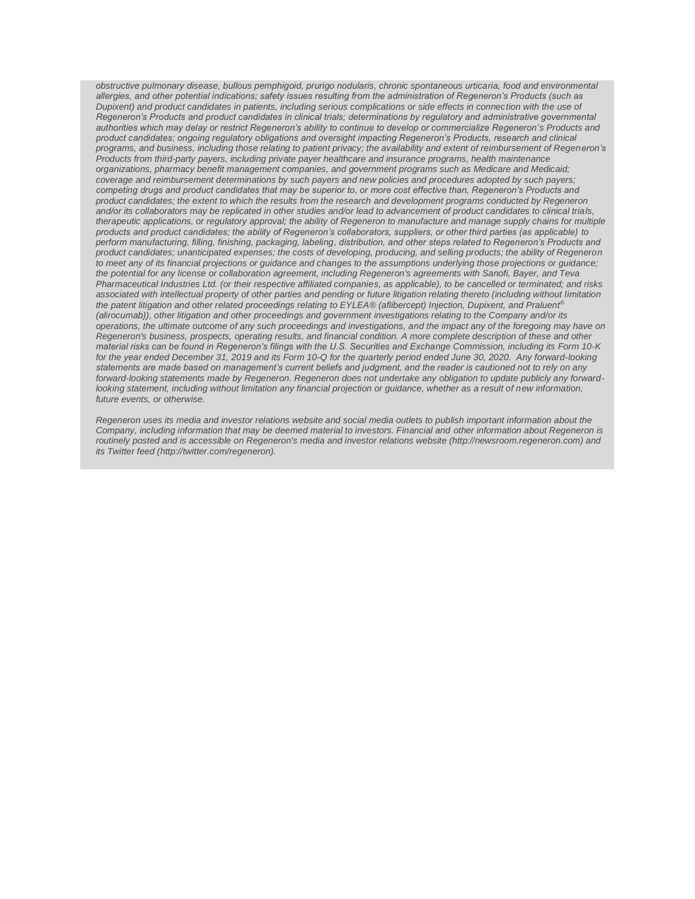*obstructive pulmonary disease, bullous pemphigoid, prurigo nodularis, chronic spontaneous urticaria, food and environmental allergies, and other potential indications; safety issues resulting from the administration of Regeneron's Products (such as Dupixent) and product candidates in patients, including serious complications or side effects in connection with the use of Regeneron's Products and product candidates in clinical trials; determinations by regulatory and administrative governmental authorities which may delay or restrict Regeneron's ability to continue to develop or commercialize Regeneron's Products and product candidates; ongoing regulatory obligations and oversight impacting Regeneron's Products, research and clinical programs, and business, including those relating to patient privacy; the availability and extent of reimbursement of Regeneron's Products from third-party payers, including private payer healthcare and insurance programs, health maintenance organizations, pharmacy benefit management companies, and government programs such as Medicare and Medicaid; coverage and reimbursement determinations by such payers and new policies and procedures adopted by such payers; competing drugs and product candidates that may be superior to, or more cost effective than, Regeneron's Products and product candidates; the extent to which the results from the research and development programs conducted by Regeneron and/or its collaborators may be replicated in other studies and/or lead to advancement of product candidates to clinical trials, therapeutic applications, or regulatory approval; the ability of Regeneron to manufacture and manage supply chains for multiple products and product candidates; the ability of Regeneron's collaborators, suppliers, or other third parties (as applicable) to perform manufacturing, filling, finishing, packaging, labeling, distribution, and other steps related to Regeneron's Products and product candidates; unanticipated expenses; the costs of developing, producing, and selling products; the ability of Regeneron to meet any of its financial projections or guidance and changes to the assumptions underlying those projections or guidance; the potential for any license or collaboration agreement, including Regeneron's agreements with Sanofi, Bayer, and Teva Pharmaceutical Industries Ltd. (or their respective affiliated companies, as applicable), to be cancelled or terminated; and risks associated with intellectual property of other parties and pending or future litigation relating thereto (including without limitation the patent litigation and other related proceedings relating to EYLEA® (aflibercept) Injection, Dupixent, and Praluent® (alirocumab)), other litigation and other proceedings and government investigations relating to the Company and/or its operations, the ultimate outcome of any such proceedings and investigations, and the impact any of the foregoing may have on Regeneron's business, prospects, operating results, and financial condition. A more complete description of these and other material risks can be found in Regeneron's filings with the U.S. Securities and Exchange Commission, including its Form 10-K for the year ended December 31, 2019 and its Form 10-Q for the quarterly period ended June 30, 2020. Any forward-looking statements are made based on management's current beliefs and judgment, and the reader is cautioned not to rely on any forward-looking statements made by Regeneron. Regeneron does not undertake any obligation to update publicly any forward-looking statement, including without limitation any financial projection or guidance, whether as a result of new information, future events, or otherwise.*

*Regeneron uses its media and investor relations website and social media outlets to publish important information about the Company, including information that may be deemed material to investors. Financial and other information about Regeneron is routinely posted and is accessible on Regeneron's media and investor relations website (http://newsroom.regeneron.com) and its Twitter feed (http://twitter.com/regeneron).*